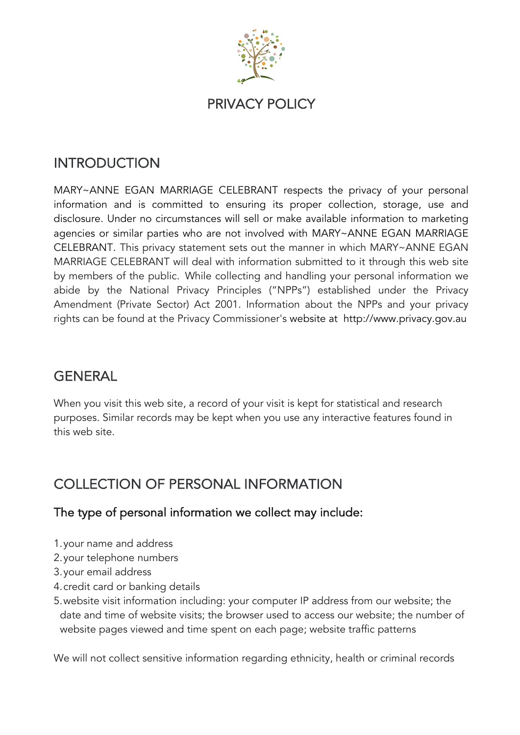# PRIVACY POLICY

## INTRODUCTION

MARY~ANNE EGAN MARRIAGE CELEBRANT respects the privacy of your personal information and is committed to ensuring its proper collection, storage, use and disclosure. Under no circumstances will sell or make available information to marketing agencies or similar parties who are not involved with MARY~ANNE EGAN MARRIAGE CELEBRANT. This privacy statement sets out the manner in which MARY~ANNE EGAN MARRIAGE CELEBRANT will deal with information submitted to it through this web site by members of the public. While collecting and handling your personal information we abide by the National Privacy Principles ("NPPs") established under the Privacy Amendment (Private Sector) Act 2001. Information about the NPPs and your privacy rights can be found at the Privacy Commissioner's website at http://www.privacy.gov.au

## GENERAL

When you visit this web site, a record of your visit is kept for statistical and research purposes. Similar records may be kept when you use any interactive features found in this web site.

## COLLECTION OF PERSONAL INFORMATION

### The type of personal information we collect may include:

1. your name and address
2. your telephone numbers
3. your email address
4. credit card or banking details
5. website visit information including: your computer IP address from our website; the date and time of website visits; the browser used to access our website; the number of website pages viewed and time spent on each page; website traffic patterns

We will not collect sensitive information regarding ethnicity, health or criminal records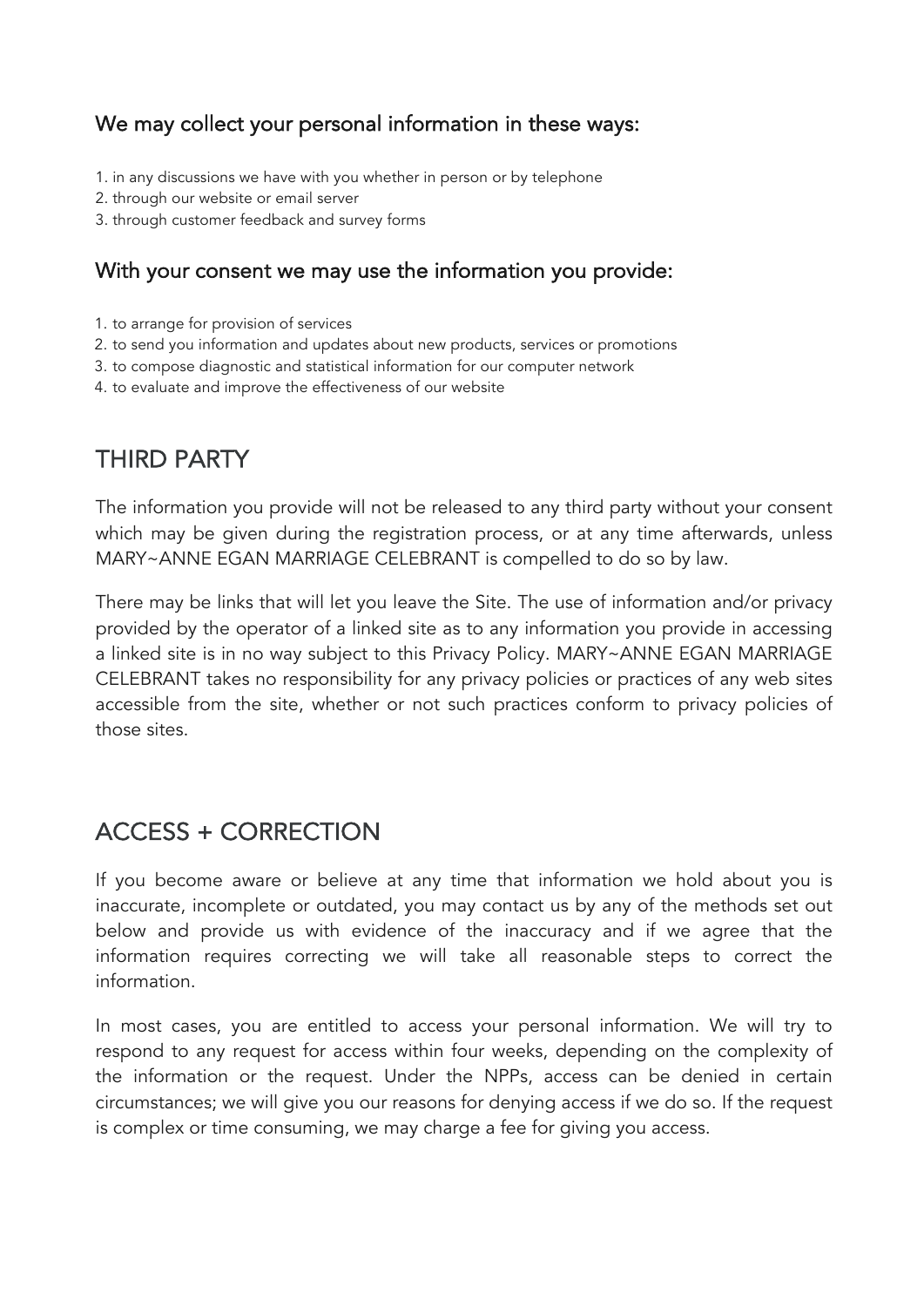### We may collect your personal information in these ways:

1. in any discussions we have with you whether in person or by telephone
2. through our website or email server
3. through customer feedback and survey forms

### With your consent we may use the information you provide:

1. to arrange for provision of services
2. to send you information and updates about new products, services or promotions
3. to compose diagnostic and statistical information for our computer network
4. to evaluate and improve the effectiveness of our website

## THIRD PARTY

The information you provide will not be released to any third party without your consent which may be given during the registration process, or at any time afterwards, unless MARY~ANNE EGAN MARRIAGE CELEBRANT is compelled to do so by law.

There may be links that will let you leave the Site. The use of information and/or privacy provided by the operator of a linked site as to any information you provide in accessing a linked site is in no way subject to this Privacy Policy. MARY~ANNE EGAN MARRIAGE CELEBRANT takes no responsibility for any privacy policies or practices of any web sites accessible from the site, whether or not such practices conform to privacy policies of those sites.

## ACCESS + CORRECTION

If you become aware or believe at any time that information we hold about you is inaccurate, incomplete or outdated, you may contact us by any of the methods set out below and provide us with evidence of the inaccuracy and if we agree that the information requires correcting we will take all reasonable steps to correct the information.

In most cases, you are entitled to access your personal information. We will try to respond to any request for access within four weeks, depending on the complexity of the information or the request. Under the NPPs, access can be denied in certain circumstances; we will give you our reasons for denying access if we do so. If the request is complex or time consuming, we may charge a fee for giving you access.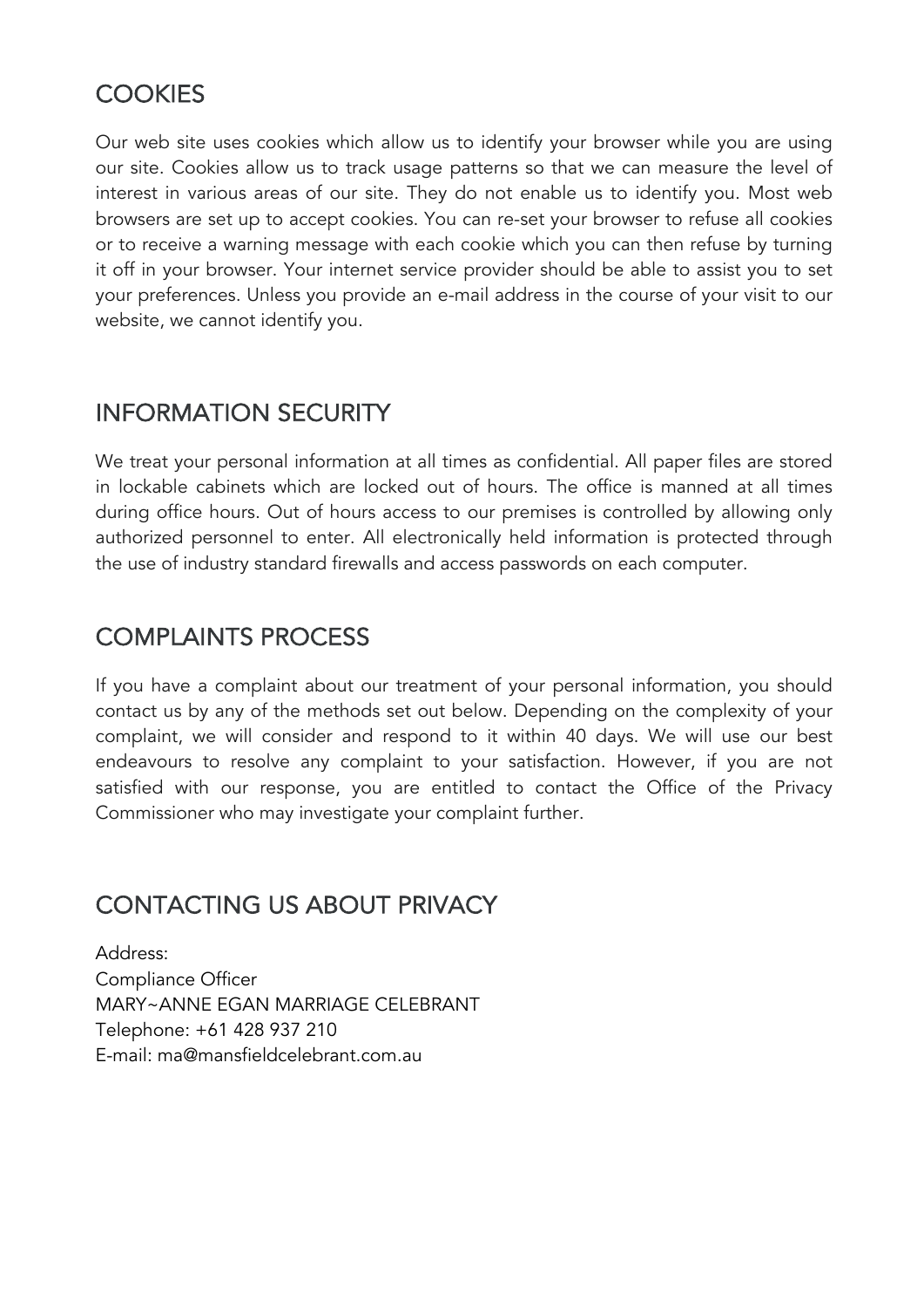## COOKIES

Our web site uses cookies which allow us to identify your browser while you are using our site. Cookies allow us to track usage patterns so that we can measure the level of interest in various areas of our site. They do not enable us to identify you. Most web browsers are set up to accept cookies. You can re-set your browser to refuse all cookies or to receive a warning message with each cookie which you can then refuse by turning it off in your browser. Your internet service provider should be able to assist you to set your preferences. Unless you provide an e-mail address in the course of your visit to our website, we cannot identify you.

## INFORMATION SECURITY

We treat your personal information at all times as confidential. All paper files are stored in lockable cabinets which are locked out of hours. The office is manned at all times during office hours. Out of hours access to our premises is controlled by allowing only authorized personnel to enter. All electronically held information is protected through the use of industry standard firewalls and access passwords on each computer.

## COMPLAINTS PROCESS

If you have a complaint about our treatment of your personal information, you should contact us by any of the methods set out below. Depending on the complexity of your complaint, we will consider and respond to it within 40 days. We will use our best endeavours to resolve any complaint to your satisfaction. However, if you are not satisfied with our response, you are entitled to contact the Office of the Privacy Commissioner who may investigate your complaint further.

## CONTACTING US ABOUT PRIVACY

Address:
Compliance Officer
MARY~ANNE EGAN MARRIAGE CELEBRANT
Telephone: +61 428 937 210
E-mail: ma@mansfieldcelebrant.com.au